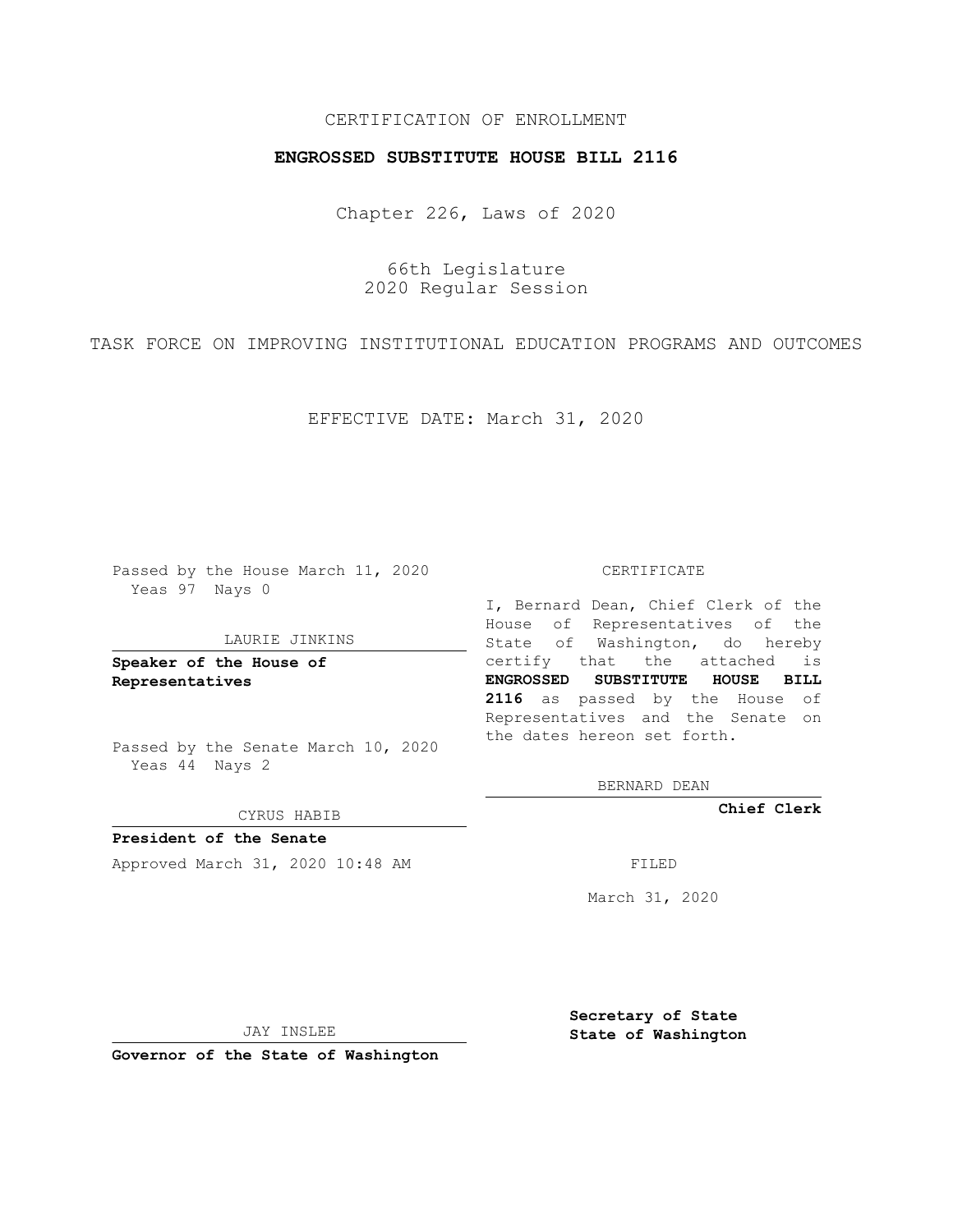CERTIFICATION OF ENROLLMENT

**ENGROSSED SUBSTITUTE HOUSE BILL 2116**

Chapter 226, Laws of 2020

66th Legislature
2020 Regular Session

TASK FORCE ON IMPROVING INSTITUTIONAL EDUCATION PROGRAMS AND OUTCOMES

EFFECTIVE DATE: March 31, 2020

Passed by the House March 11, 2020
Yeas 97 Nays 0

LAURIE JINKINS

**Speaker of the House of Representatives**

Passed by the Senate March 10, 2020
Yeas 44 Nays 2

CYRUS HABIB

**President of the Senate**

Approved March 31, 2020 10:48 AM

JAY INSLEE

**Governor of the State of Washington**

CERTIFICATE

I, Bernard Dean, Chief Clerk of the House of Representatives of the State of Washington, do hereby certify that the attached is **ENGROSSED SUBSTITUTE HOUSE BILL 2116** as passed by the House of Representatives and the Senate on the dates hereon set forth.

BERNARD DEAN

**Chief Clerk**

FILED

March 31, 2020

**Secretary of State**
**State of Washington**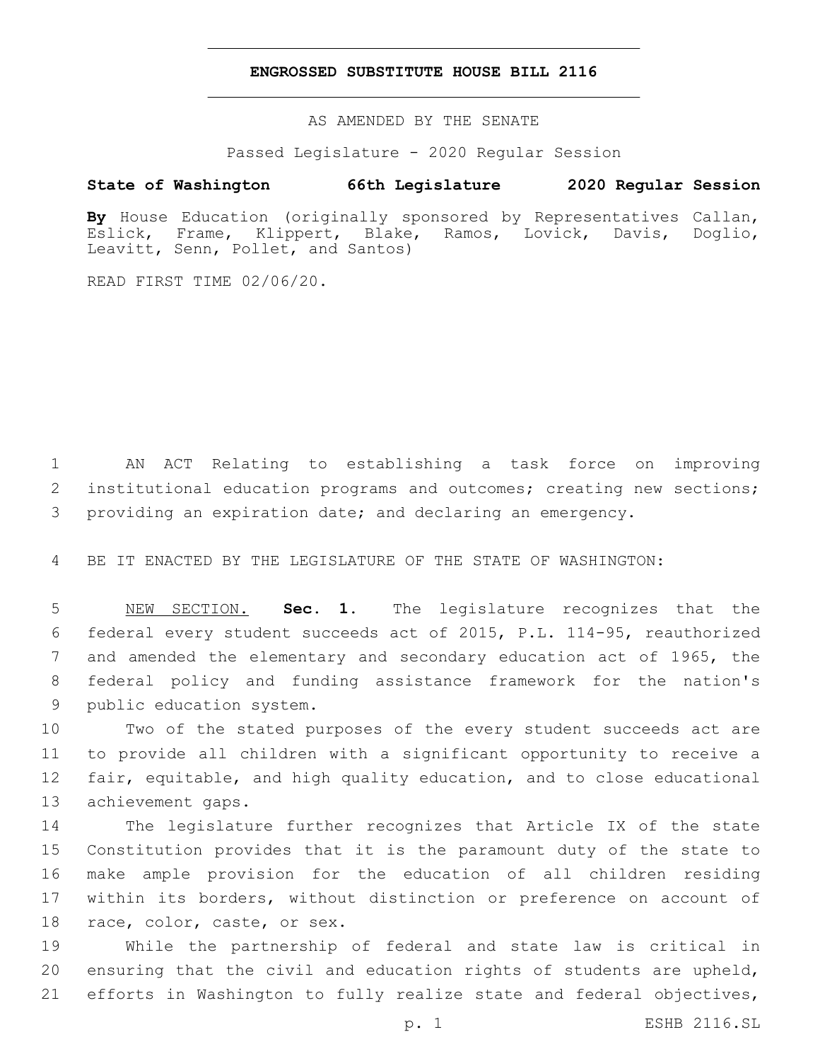# ENGROSSED SUBSTITUTE HOUSE BILL 2116

AS AMENDED BY THE SENATE

Passed Legislature - 2020 Regular Session

**State of Washington 66th Legislature 2020 Regular Session**

**By** House Education (originally sponsored by Representatives Callan, Eslick, Frame, Klippert, Blake, Ramos, Lovick, Davis, Doglio, Leavitt, Senn, Pollet, and Santos)

READ FIRST TIME 02/06/20.

AN ACT Relating to establishing a task force on improving institutional education programs and outcomes; creating new sections; providing an expiration date; and declaring an emergency.

BE IT ENACTED BY THE LEGISLATURE OF THE STATE OF WASHINGTON:

NEW SECTION. **Sec. 1.** The legislature recognizes that the federal every student succeeds act of 2015, P.L. 114-95, reauthorized and amended the elementary and secondary education act of 1965, the federal policy and funding assistance framework for the nation's public education system.

Two of the stated purposes of the every student succeeds act are to provide all children with a significant opportunity to receive a fair, equitable, and high quality education, and to close educational achievement gaps.

The legislature further recognizes that Article IX of the state Constitution provides that it is the paramount duty of the state to make ample provision for the education of all children residing within its borders, without distinction or preference on account of race, color, caste, or sex.

While the partnership of federal and state law is critical in ensuring that the civil and education rights of students are upheld, efforts in Washington to fully realize state and federal objectives,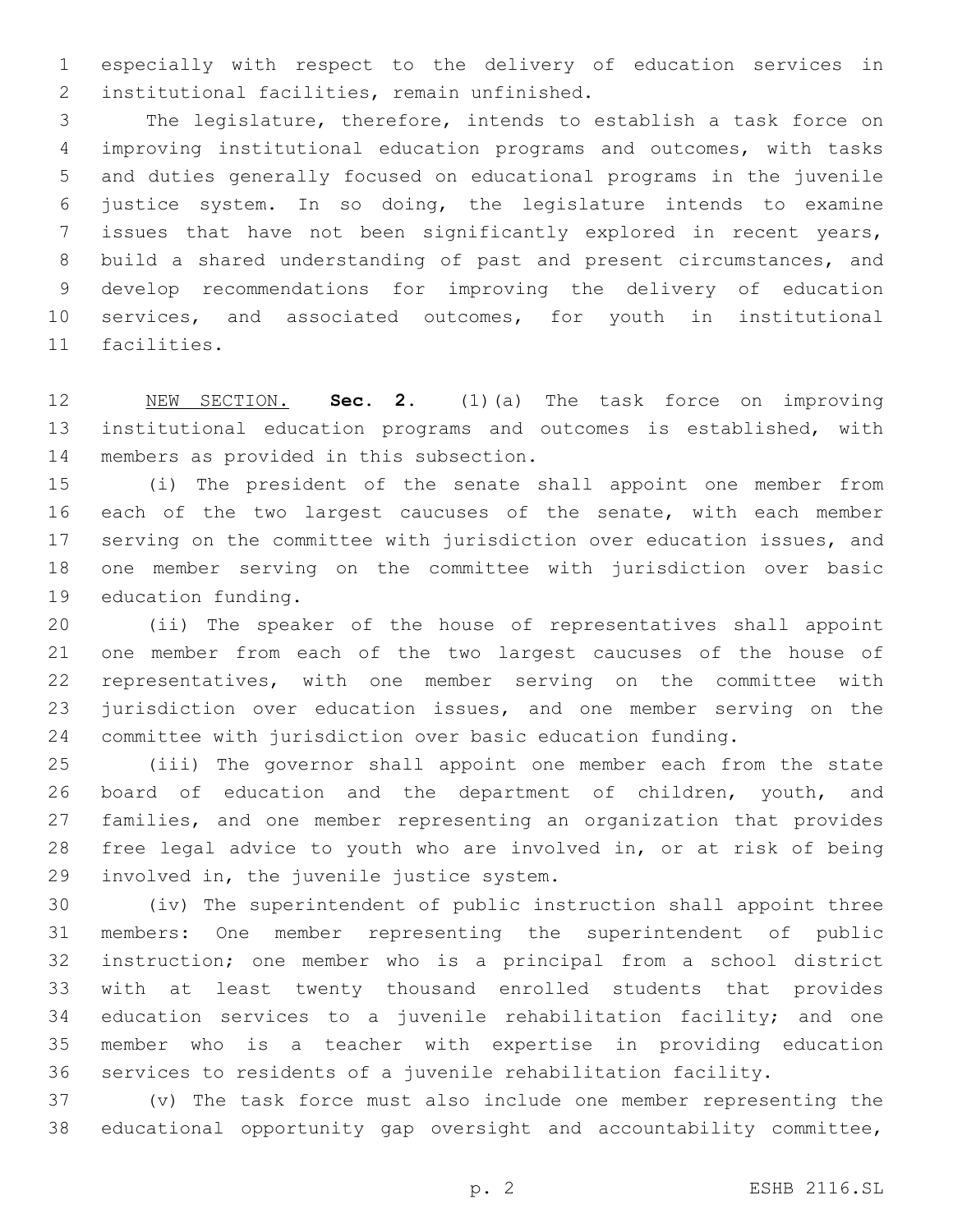especially with respect to the delivery of education services in institutional facilities, remain unfinished.

The legislature, therefore, intends to establish a task force on improving institutional education programs and outcomes, with tasks and duties generally focused on educational programs in the juvenile justice system. In so doing, the legislature intends to examine issues that have not been significantly explored in recent years, build a shared understanding of past and present circumstances, and develop recommendations for improving the delivery of education services, and associated outcomes, for youth in institutional facilities.

NEW SECTION. **Sec. 2.** (1)(a) The task force on improving institutional education programs and outcomes is established, with members as provided in this subsection.

(i) The president of the senate shall appoint one member from each of the two largest caucuses of the senate, with each member serving on the committee with jurisdiction over education issues, and one member serving on the committee with jurisdiction over basic education funding.

(ii) The speaker of the house of representatives shall appoint one member from each of the two largest caucuses of the house of representatives, with one member serving on the committee with jurisdiction over education issues, and one member serving on the committee with jurisdiction over basic education funding.

(iii) The governor shall appoint one member each from the state board of education and the department of children, youth, and families, and one member representing an organization that provides free legal advice to youth who are involved in, or at risk of being involved in, the juvenile justice system.

(iv) The superintendent of public instruction shall appoint three members: One member representing the superintendent of public instruction; one member who is a principal from a school district with at least twenty thousand enrolled students that provides education services to a juvenile rehabilitation facility; and one member who is a teacher with expertise in providing education services to residents of a juvenile rehabilitation facility.

(v) The task force must also include one member representing the educational opportunity gap oversight and accountability committee,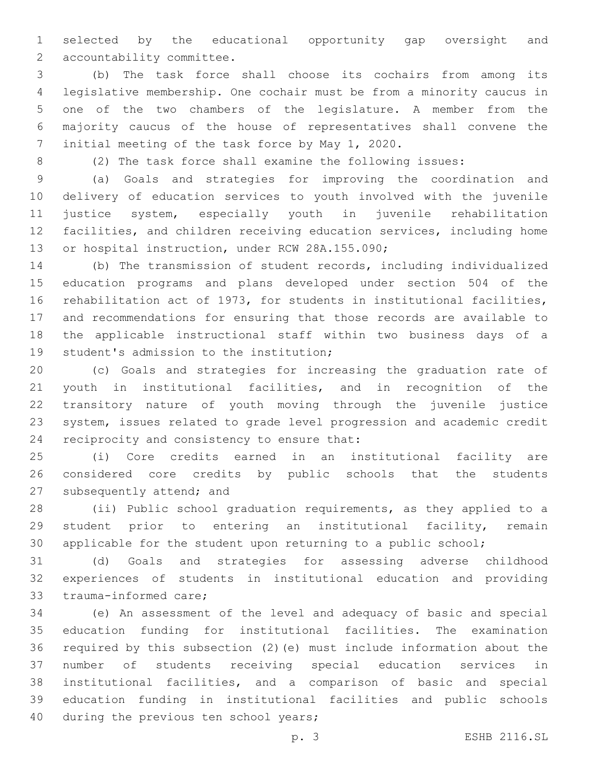selected by the educational opportunity gap oversight and accountability committee.

(b) The task force shall choose its cochairs from among its legislative membership. One cochair must be from a minority caucus in one of the two chambers of the legislature. A member from the majority caucus of the house of representatives shall convene the initial meeting of the task force by May 1, 2020.

(2) The task force shall examine the following issues:

(a) Goals and strategies for improving the coordination and delivery of education services to youth involved with the juvenile justice system, especially youth in juvenile rehabilitation facilities, and children receiving education services, including home or hospital instruction, under RCW 28A.155.090;

(b) The transmission of student records, including individualized education programs and plans developed under section 504 of the rehabilitation act of 1973, for students in institutional facilities, and recommendations for ensuring that those records are available to the applicable instructional staff within two business days of a student's admission to the institution;

(c) Goals and strategies for increasing the graduation rate of youth in institutional facilities, and in recognition of the transitory nature of youth moving through the juvenile justice system, issues related to grade level progression and academic credit reciprocity and consistency to ensure that:

(i) Core credits earned in an institutional facility are considered core credits by public schools that the students subsequently attend; and

(ii) Public school graduation requirements, as they applied to a student prior to entering an institutional facility, remain applicable for the student upon returning to a public school;

(d) Goals and strategies for assessing adverse childhood experiences of students in institutional education and providing trauma-informed care;

(e) An assessment of the level and adequacy of basic and special education funding for institutional facilities. The examination required by this subsection (2)(e) must include information about the number of students receiving special education services in institutional facilities, and a comparison of basic and special education funding in institutional facilities and public schools during the previous ten school years;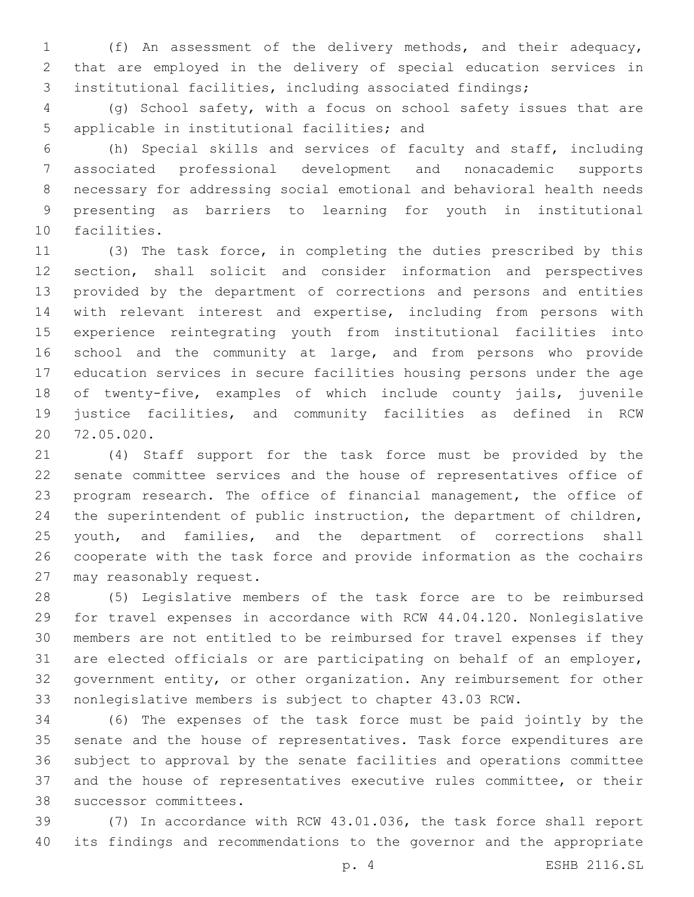(f) An assessment of the delivery methods, and their adequacy, that are employed in the delivery of special education services in institutional facilities, including associated findings;

(g) School safety, with a focus on school safety issues that are applicable in institutional facilities; and

(h) Special skills and services of faculty and staff, including associated professional development and nonacademic supports necessary for addressing social emotional and behavioral health needs presenting as barriers to learning for youth in institutional facilities.

(3) The task force, in completing the duties prescribed by this section, shall solicit and consider information and perspectives provided by the department of corrections and persons and entities with relevant interest and expertise, including from persons with experience reintegrating youth from institutional facilities into school and the community at large, and from persons who provide education services in secure facilities housing persons under the age of twenty-five, examples of which include county jails, juvenile justice facilities, and community facilities as defined in RCW 72.05.020.

(4) Staff support for the task force must be provided by the senate committee services and the house of representatives office of program research. The office of financial management, the office of the superintendent of public instruction, the department of children, youth, and families, and the department of corrections shall cooperate with the task force and provide information as the cochairs may reasonably request.

(5) Legislative members of the task force are to be reimbursed for travel expenses in accordance with RCW 44.04.120. Nonlegislative members are not entitled to be reimbursed for travel expenses if they are elected officials or are participating on behalf of an employer, government entity, or other organization. Any reimbursement for other nonlegislative members is subject to chapter 43.03 RCW.

(6) The expenses of the task force must be paid jointly by the senate and the house of representatives. Task force expenditures are subject to approval by the senate facilities and operations committee and the house of representatives executive rules committee, or their successor committees.

(7) In accordance with RCW 43.01.036, the task force shall report its findings and recommendations to the governor and the appropriate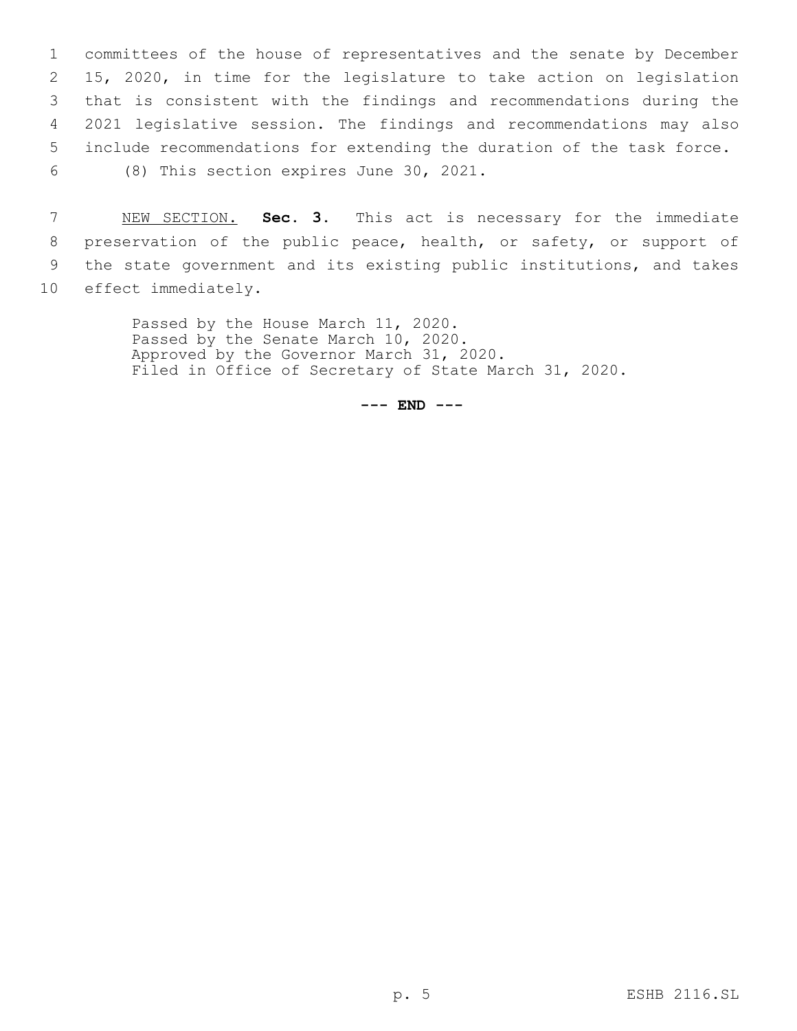committees of the house of representatives and the senate by December 15, 2020, in time for the legislature to take action on legislation that is consistent with the findings and recommendations during the 2021 legislative session. The findings and recommendations may also include recommendations for extending the duration of the task force.

(8) This section expires June 30, 2021.

NEW SECTION. **Sec. 3.** This act is necessary for the immediate preservation of the public peace, health, or safety, or support of the state government and its existing public institutions, and takes effect immediately.

Passed by the House March 11, 2020.
Passed by the Senate March 10, 2020.
Approved by the Governor March 31, 2020.
Filed in Office of Secretary of State March 31, 2020.

**--- END ---**